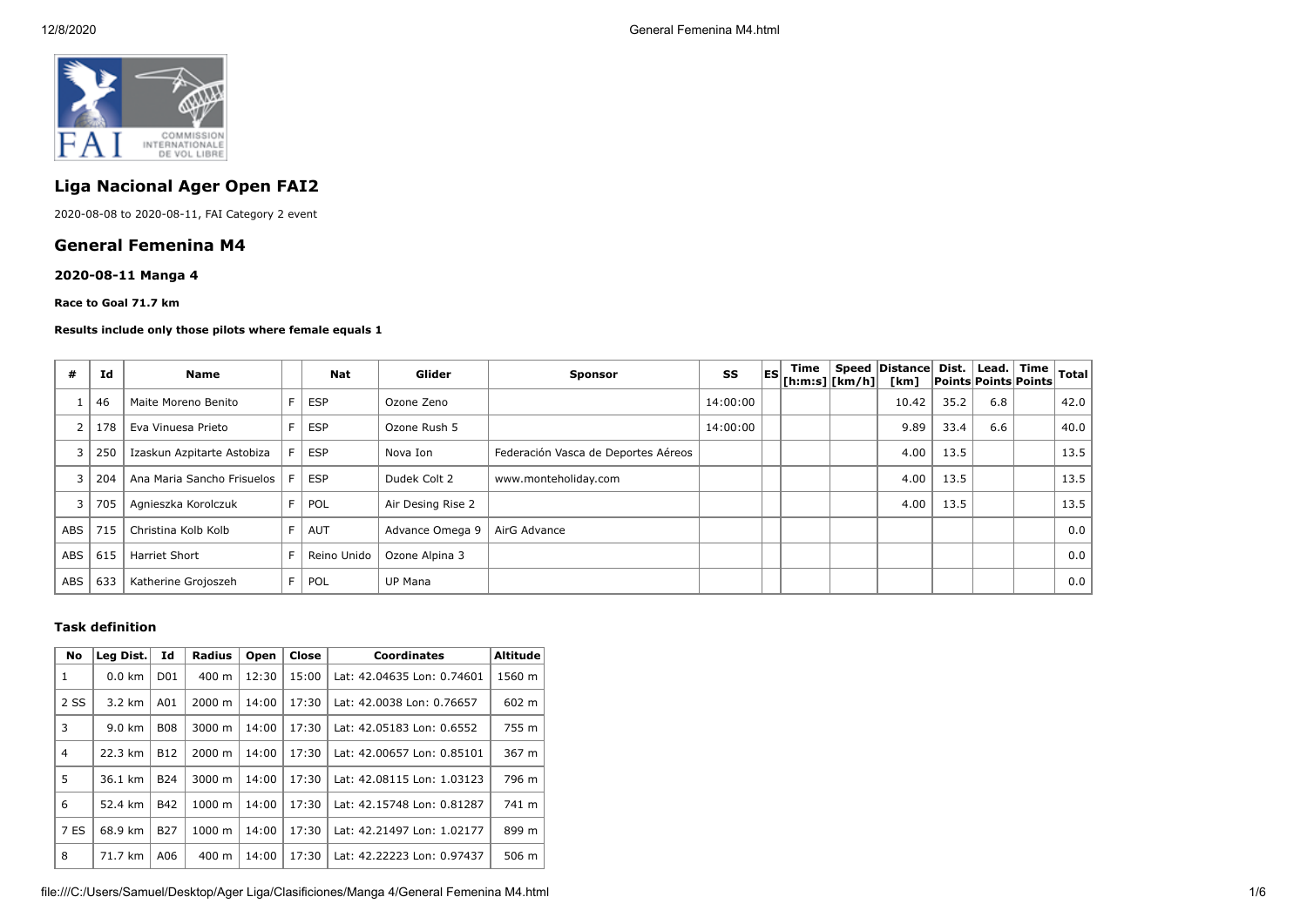# Liga Nacional Ager Open FAI2

2020-08-08 to 2020-08-11, FAI Category 2 event

## General Femenina M4

### 2020-08-11 Manga 4

**Race to Goal 71.7 km**

**Results include only those pilots where female equals 1**

| # | Id | Name | | Nat | Glider | Sponsor | SS | ES | Time [h:m:s] | Speed [km/h] | Distance [km] | Dist. Points | Lead. Points | Time Points | Total |
|---|---|---|---|---|---|---|---|---|---|---|---|---|---|---|---|
| 1 | 46 | Maite Moreno Benito | F | ESP | Ozone Zeno | | 14:00:00 | | | | 10.42 | 35.2 | 6.8 | | 42.0 |
| 2 | 178 | Eva Vinuesa Prieto | F | ESP | Ozone Rush 5 | | 14:00:00 | | | | 9.89 | 33.4 | 6.6 | | 40.0 |
| 3 | 250 | Izaskun Azpitarte Astobiza | F | ESP | Nova Ion | Federación Vasca de Deportes Aéreos | | | | | 4.00 | 13.5 | | | 13.5 |
| 3 | 204 | Ana Maria Sancho Frisuelos | F | ESP | Dudek Colt 2 | www.monteholiday.com | | | | | 4.00 | 13.5 | | | 13.5 |
| 3 | 705 | Agnieszka Korolczuk | F | POL | Air Desing Rise 2 | | | | | | 4.00 | 13.5 | | | 13.5 |
| ABS | 715 | Christina Kolb Kolb | F | AUT | Advance Omega 9 | AirG Advance | | | | | | | | | 0.0 |
| ABS | 615 | Harriet Short | F | Reino Unido | Ozone Alpina 3 | | | | | | | | | | 0.0 |
| ABS | 633 | Katherine Grojoszeh | F | POL | UP Mana | | | | | | | | | | 0.0 |

#### Task definition

| No | Leg Dist. | Id | Radius | Open | Close | Coordinates | Altitude |
|---|---|---|---|---|---|---|---|
| 1 | 0.0 km | D01 | 400 m | 12:30 | 15:00 | Lat: 42.04635 Lon: 0.74601 | 1560 m |
| 2 SS | 3.2 km | A01 | 2000 m | 14:00 | 17:30 | Lat: 42.0038 Lon: 0.76657 | 602 m |
| 3 | 9.0 km | B08 | 3000 m | 14:00 | 17:30 | Lat: 42.05183 Lon: 0.6552 | 755 m |
| 4 | 22.3 km | B12 | 2000 m | 14:00 | 17:30 | Lat: 42.00657 Lon: 0.85101 | 367 m |
| 5 | 36.1 km | B24 | 3000 m | 14:00 | 17:30 | Lat: 42.08115 Lon: 1.03123 | 796 m |
| 6 | 52.4 km | B42 | 1000 m | 14:00 | 17:30 | Lat: 42.15748 Lon: 0.81287 | 741 m |
| 7 ES | 68.9 km | B27 | 1000 m | 14:00 | 17:30 | Lat: 42.21497 Lon: 1.02177 | 899 m |
| 8 | 71.7 km | A06 | 400 m | 14:00 | 17:30 | Lat: 42.22223 Lon: 0.97437 | 506 m |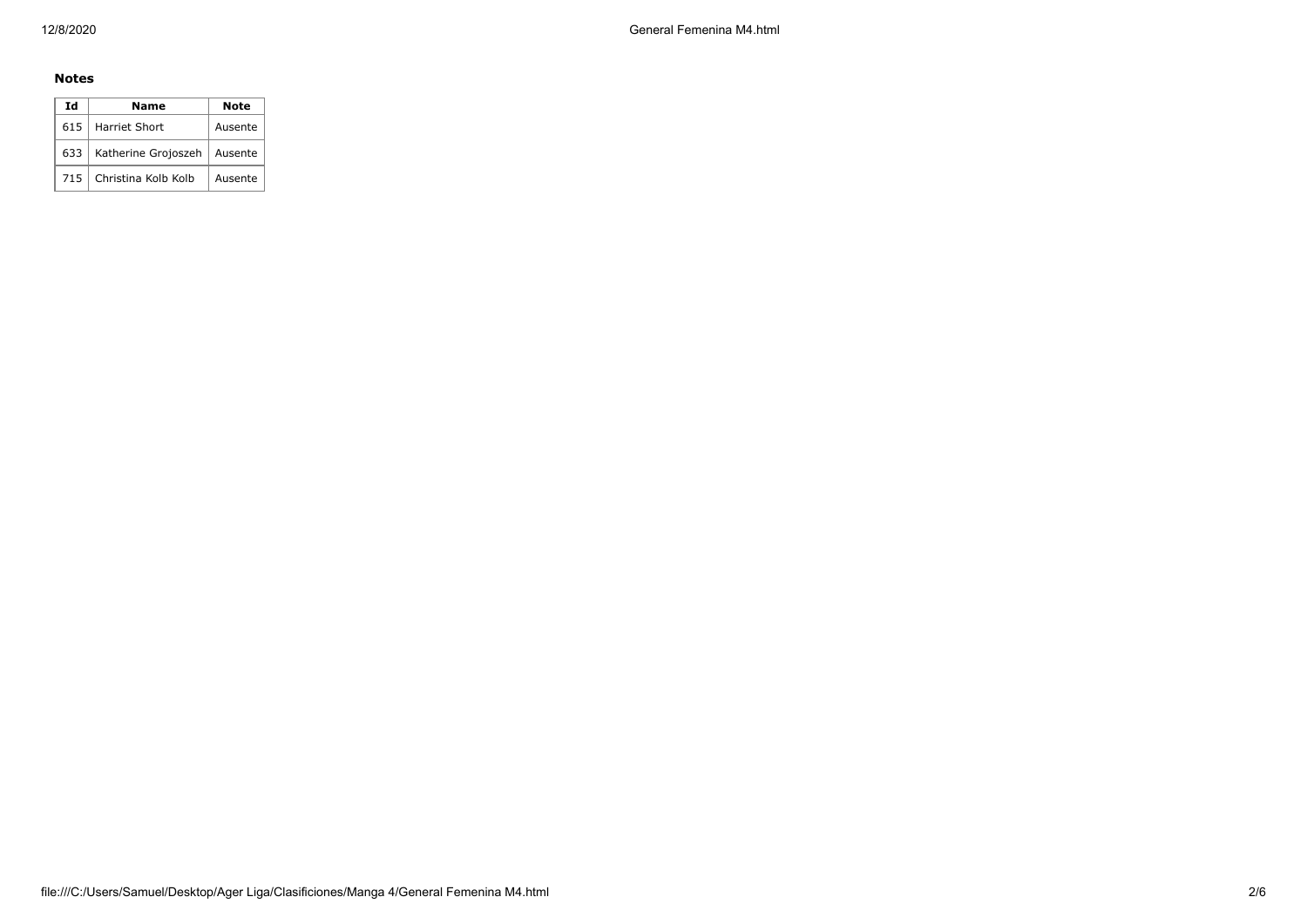**Notes**

| Id | Name | Note |
|---|---|---|
| 615 | Harriet Short | Ausente |
| 633 | Katherine Grojoszeh | Ausente |
| 715 | Christina Kolb Kolb | Ausente |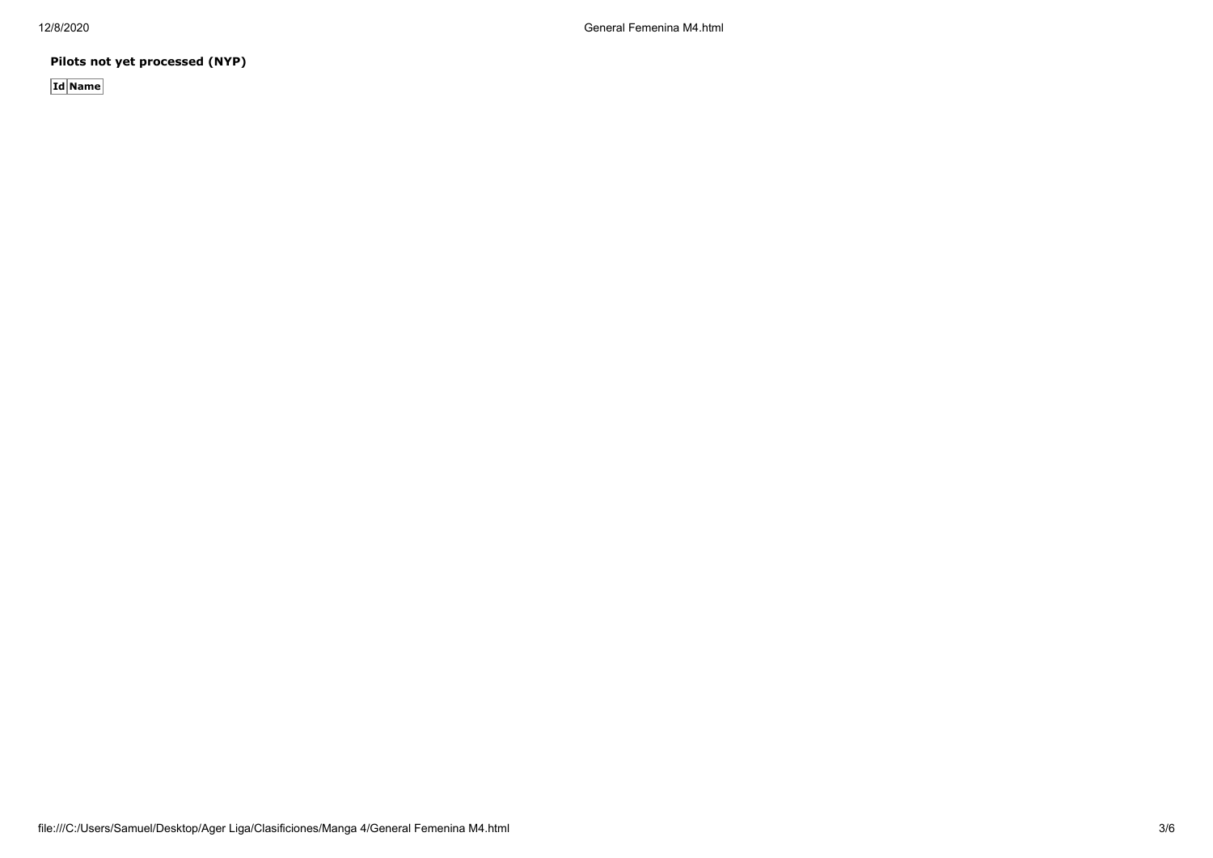**Pilots not yet processed (NYP)**

| Id | Name |
|---|---|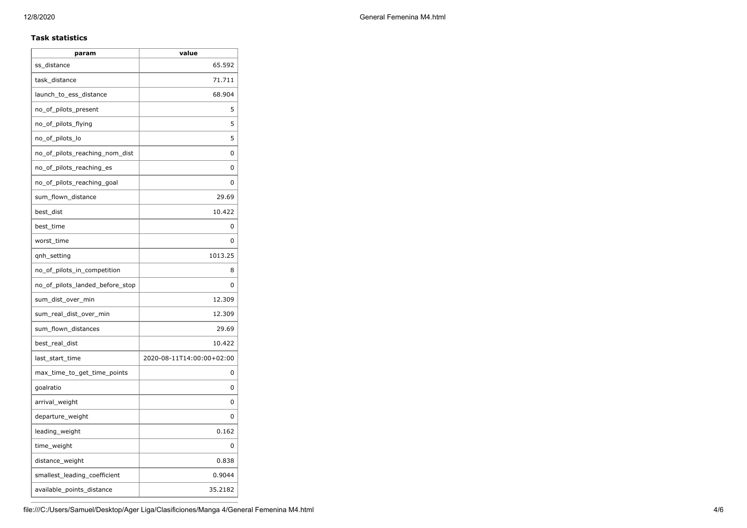**Task statistics**

| param | value |
| --- | --- |
| ss_distance | 65.592 |
| task_distance | 71.711 |
| launch_to_ess_distance | 68.904 |
| no_of_pilots_present | 5 |
| no_of_pilots_flying | 5 |
| no_of_pilots_lo | 5 |
| no_of_pilots_reaching_nom_dist | 0 |
| no_of_pilots_reaching_es | 0 |
| no_of_pilots_reaching_goal | 0 |
| sum_flown_distance | 29.69 |
| best_dist | 10.422 |
| best_time | 0 |
| worst_time | 0 |
| qnh_setting | 1013.25 |
| no_of_pilots_in_competition | 8 |
| no_of_pilots_landed_before_stop | 0 |
| sum_dist_over_min | 12.309 |
| sum_real_dist_over_min | 12.309 |
| sum_flown_distances | 29.69 |
| best_real_dist | 10.422 |
| last_start_time | 2020-08-11T14:00:00+02:00 |
| max_time_to_get_time_points | 0 |
| goalratio | 0 |
| arrival_weight | 0 |
| departure_weight | 0 |
| leading_weight | 0.162 |
| time_weight | 0 |
| distance_weight | 0.838 |
| smallest_leading_coefficient | 0.9044 |
| available_points_distance | 35.2182 |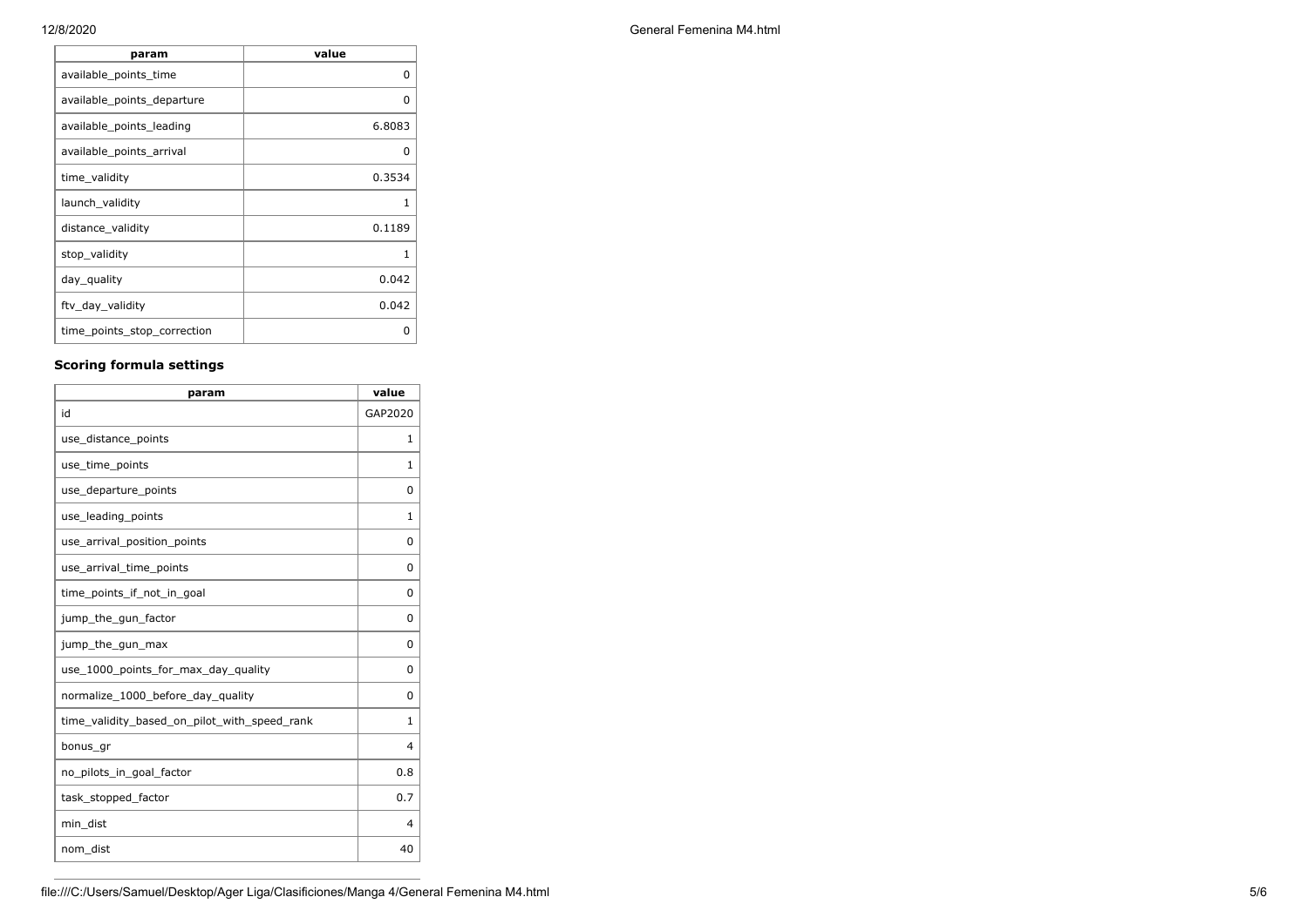| param | value |
|---|---|
| available_points_time | 0 |
| available_points_departure | 0 |
| available_points_leading | 6.8083 |
| available_points_arrival | 0 |
| time_validity | 0.3534 |
| launch_validity | 1 |
| distance_validity | 0.1189 |
| stop_validity | 1 |
| day_quality | 0.042 |
| ftv_day_validity | 0.042 |
| time_points_stop_correction | 0 |

### Scoring formula settings

| param | value |
|---|---|
| id | GAP2020 |
| use_distance_points | 1 |
| use_time_points | 1 |
| use_departure_points | 0 |
| use_leading_points | 1 |
| use_arrival_position_points | 0 |
| use_arrival_time_points | 0 |
| time_points_if_not_in_goal | 0 |
| jump_the_gun_factor | 0 |
| jump_the_gun_max | 0 |
| use_1000_points_for_max_day_quality | 0 |
| normalize_1000_before_day_quality | 0 |
| time_validity_based_on_pilot_with_speed_rank | 1 |
| bonus_gr | 4 |
| no_pilots_in_goal_factor | 0.8 |
| task_stopped_factor | 0.7 |
| min_dist | 4 |
| nom_dist | 40 |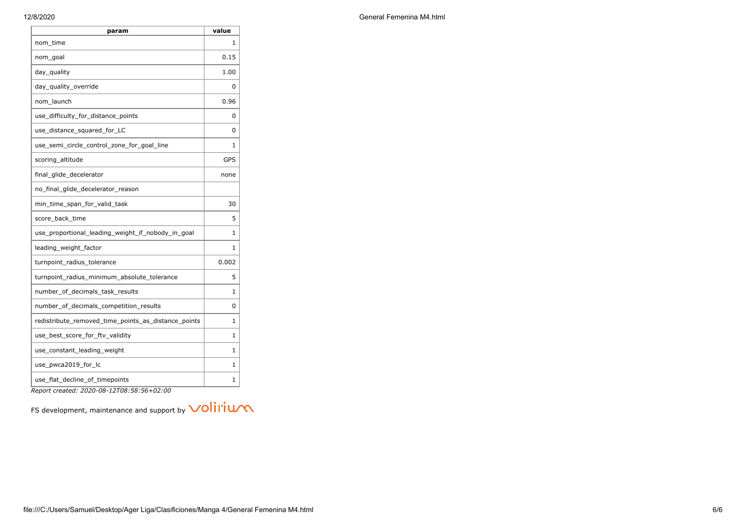| param | value |
|---|---|
| nom_time | 1 |
| nom_goal | 0.15 |
| day_quality | 1.00 |
| day_quality_override | 0 |
| nom_launch | 0.96 |
| use_difficulty_for_distance_points | 0 |
| use_distance_squared_for_LC | 0 |
| use_semi_circle_control_zone_for_goal_line | 1 |
| scoring_altitude | GPS |
| final_glide_decelerator | none |
| no_final_glide_decelerator_reason | |
| min_time_span_for_valid_task | 30 |
| score_back_time | 5 |
| use_proportional_leading_weight_if_nobody_in_goal | 1 |
| leading_weight_factor | 1 |
| turnpoint_radius_tolerance | 0.002 |
| turnpoint_radius_minimum_absolute_tolerance | 5 |
| number_of_decimals_task_results | 1 |
| number_of_decimals_competition_results | 0 |
| redistribute_removed_time_points_as_distance_points | 1 |
| use_best_score_for_ftv_validity | 1 |
| use_constant_leading_weight | 1 |
| use_pwca2019_for_lc | 1 |
| use_flat_decline_of_timepoints | 1 |

*Report created: 2020-08-12T08:58:56+02:00*

FS development, maintenance and support by volirium